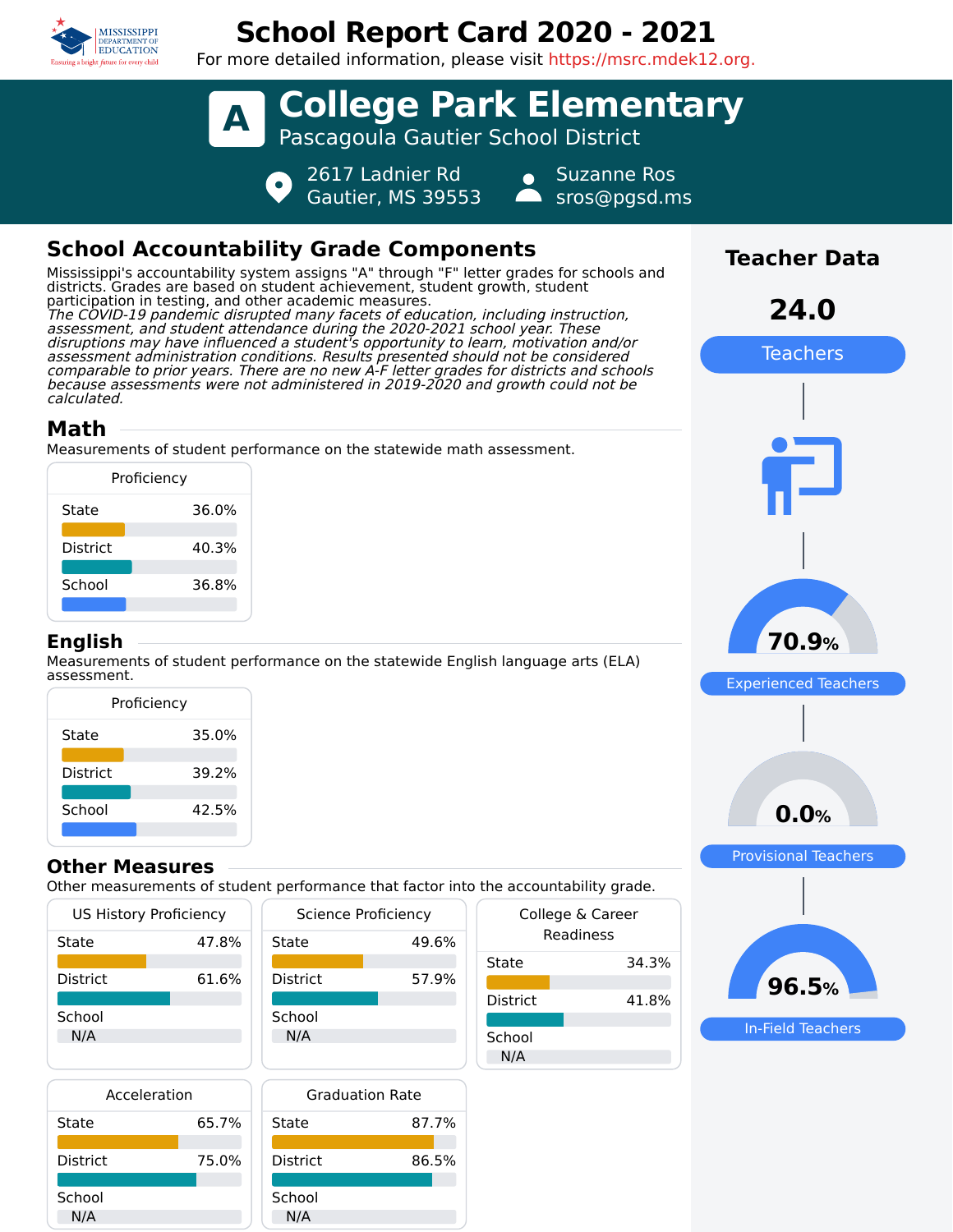# School Report Card 2020 - 2021

For more detailed information, please visit https://msrc.mdek12.org.

## A College Park Elementary

Pascagoula Gautier School District

2617 Ladnier Rd
Gautier, MS 39553

Suzanne Ros
sros@pgsd.ms

## School Accountability Grade Components

Mississippi's accountability system assigns "A" through "F" letter grades for schools and districts. Grades are based on student achievement, student growth, student participation in testing, and other academic measures.

*The COVID-19 pandemic disrupted many facets of education, including instruction, assessment, and student attendance during the 2020-2021 school year. These disruptions may have influenced a student's opportunity to learn, motivation and/or assessment administration conditions. Results presented should not be considered comparable to prior years. There are no new A-F letter grades for districts and schools because assessments were not administered in 2019-2020 and growth could not be calculated.*

### Math

Measurements of student performance on the statewide math assessment.

Proficiency

State 36.0%

District 40.3%

School 36.8%

### English

Measurements of student performance on the statewide English language arts (ELA) assessment.

Proficiency

State 35.0%

District 39.2%

School 42.5%

### Other Measures

Other measurements of student performance that factor into the accountability grade.

US History Proficiency

State 47.8%

District 61.6%

School N/A

Science Proficiency

State 49.6%

District 57.9%

School N/A

College & Career Readiness

State 34.3%

District 41.8%

School N/A

Acceleration

State 65.7%

District 75.0%

School N/A

Graduation Rate

State 87.7%

District 86.5%

School N/A

## Teacher Data

24.0
Teachers

70.9%
Experienced Teachers

0.0%
Provisional Teachers

96.5%
In-Field Teachers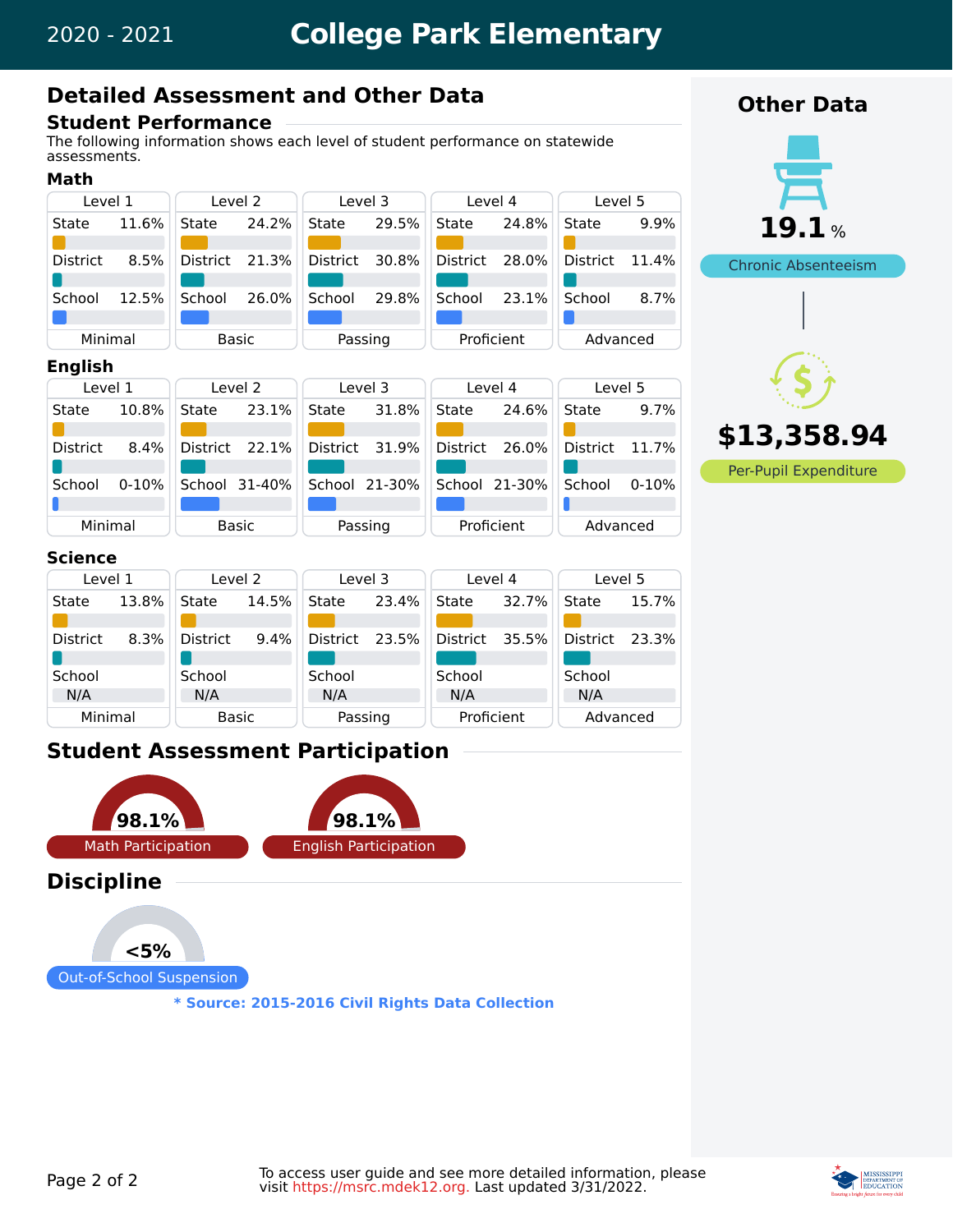# College Park Elementary

2020 - 2021

## Detailed Assessment and Other Data

### Student Performance

The following information shows each level of student performance on statewide assessments.

#### Math

| | Level 1 (Minimal) | Level 2 (Basic) | Level 3 (Passing) | Level 4 (Proficient) | Level 5 (Advanced) |
|---|---|---|---|---|---|
| State | 11.6% | 24.2% | 29.5% | 24.8% | 9.9% |
| District | 8.5% | 21.3% | 30.8% | 28.0% | 11.4% |
| School | 12.5% | 26.0% | 29.8% | 23.1% | 8.7% |

#### English

| | Level 1 (Minimal) | Level 2 (Basic) | Level 3 (Passing) | Level 4 (Proficient) | Level 5 (Advanced) |
|---|---|---|---|---|---|
| State | 10.8% | 23.1% | 31.8% | 24.6% | 9.7% |
| District | 8.4% | 22.1% | 31.9% | 26.0% | 11.7% |
| School | 0-10% | 31-40% | 21-30% | 21-30% | 0-10% |

#### Science

| | Level 1 (Minimal) | Level 2 (Basic) | Level 3 (Passing) | Level 4 (Proficient) | Level 5 (Advanced) |
|---|---|---|---|---|---|
| State | 13.8% | 14.5% | 23.4% | 32.7% | 15.7% |
| District | 8.3% | 9.4% | 23.5% | 35.5% | 23.3% |
| School | N/A | N/A | N/A | N/A | N/A |

### Student Assessment Participation

98.1%
Math Participation

98.1%
English Participation

### Discipline

<5%
Out-of-School Suspension

**\* Source: 2015-2016 Civil Rights Data Collection**

## Other Data

19.1 %
Chronic Absenteeism

$13,358.94
Per-Pupil Expenditure

To access user guide and see more detailed information, please visit https://msrc.mdek12.org. Last updated 3/31/2022.